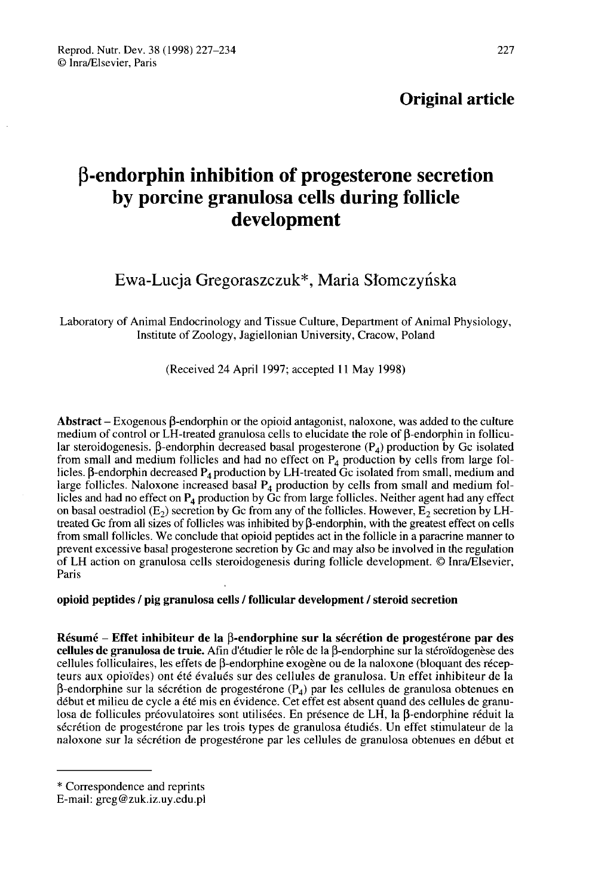Original article

# β-endorphin inhibition of progesterone secretion by porcine granulosa cells during follicle development

Ewa-Lucja Gregoraszczuk*, Maria Słomczyńska

Laboratory of Animal Endocrinology and Tissue Culture, Department of Animal Physiology, Institute of Zoology, Jagiellonian University, Cracow, Poland

(Received 24 April 1997; accepted 11 May 1998)

**Abstract** – Exogenous β-endorphin or the opioid antagonist, naloxone, was added to the culture medium of control or LH-treated granulosa cells to elucidate the role of β-endorphin in follicular steroidogenesis. β-endorphin decreased basal progesterone ($P_4$) production by Gc isolated from small and medium follicles and had no effect on $P_4$ production by cells from large follicles. β-endorphin decreased $P_4$ production by LH-treated Gc isolated from small, medium and large follicles. Naloxone increased basal $P_4$ production by cells from small and medium follicles and had no effect on $P_4$ production by Gc from large follicles. Neither agent had any effect on basal oestradiol ($E_2$) secretion by Gc from any of the follicles. However, $E_2$ secretion by LH-treated Gc from all sizes of follicles was inhibited by β-endorphin, with the greatest effect on cells from small follicles. We conclude that opioid peptides act in the follicle in a paracrine manner to prevent excessive basal progesterone secretion by Gc and may also be involved in the regulation of LH action on granulosa cells steroidogenesis during follicle development. © Inra/Elsevier, Paris

**opioid peptides / pig granulosa cells / follicular development / steroid secretion**

**Résumé** – **Effet inhibiteur de la β-endorphine sur la sécrétion de progestérone par des cellules de granulosa de truie.** Afin d'étudier le rôle de la β-endorphine sur la stéroïdogenèse des cellules folliculaires, les effets de β-endorphine exogène ou de la naloxone (bloquant des récepteurs aux opioïdes) ont été évalués sur des cellules de granulosa. Un effet inhibiteur de la β-endorphine sur la sécrétion de progestérone ($P_4$) par les cellules de granulosa obtenues en début et milieu de cycle a été mis en évidence. Cet effet est absent quand des cellules de granulosa de follicules préovulatoires sont utilisées. En présence de LH, la β-endorphine réduit la sécrétion de progestérone par les trois types de granulosa étudiés. Un effet stimulateur de la naloxone sur la sécrétion de progestérone par les cellules de granulosa obtenues en début et

---

\* Correspondence and reprints
E-mail: greg@zuk.iz.uy.edu.pl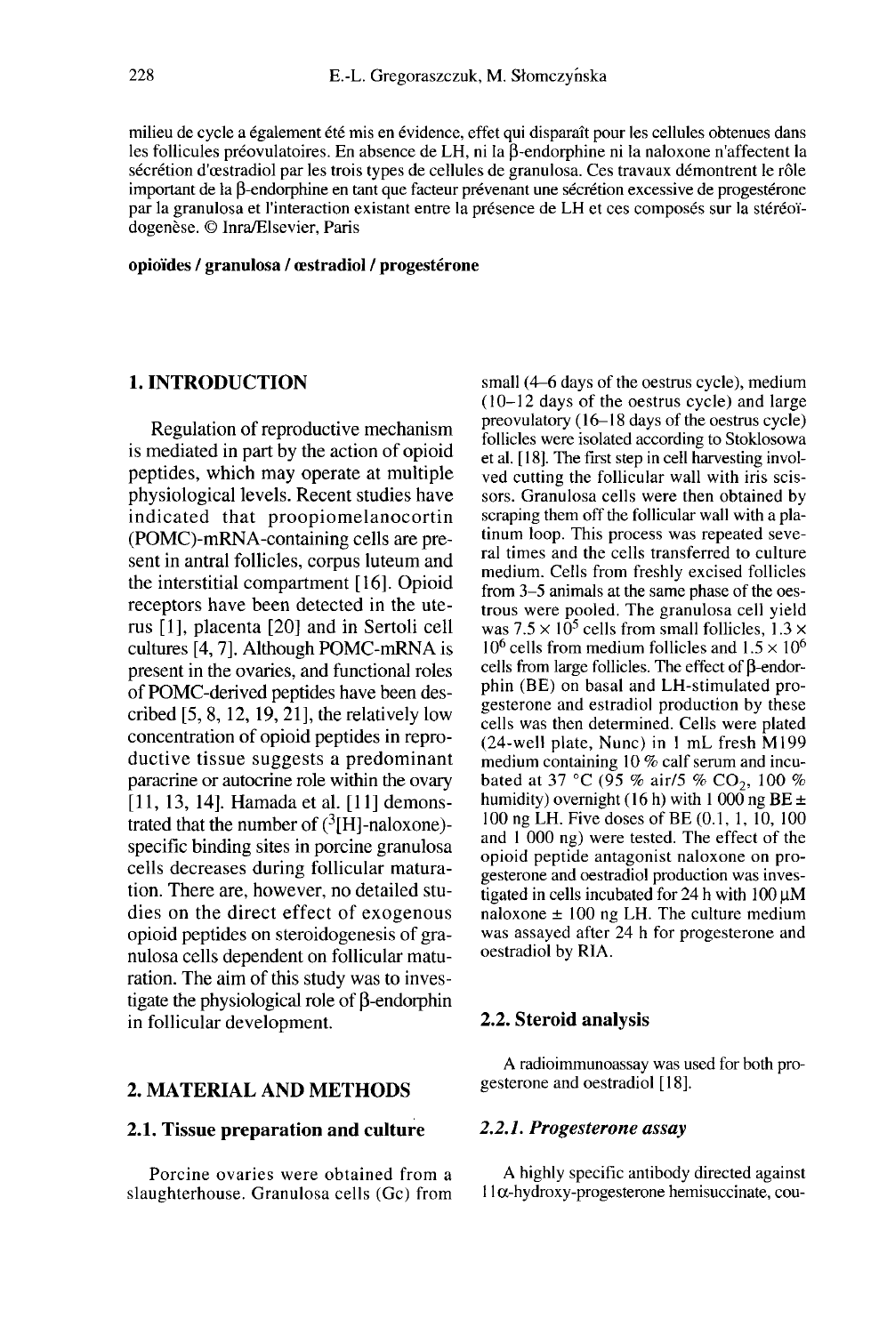milieu de cycle a également été mis en évidence, effet qui disparaît pour les cellules obtenues dans les follicules préovulatoires. En absence de LH, ni la β-endorphine ni la naloxone n'affectent la sécrétion d'œstradiol par les trois types de cellules de granulosa. Ces travaux démontrent le rôle important de la β-endorphine en tant que facteur prévenant une sécrétion excessive de progestérone par la granulosa et l'interaction existant entre la présence de LH et ces composés sur la stéréoïdogenèse. © Inra/Elsevier, Paris

**opioïdes / granulosa / œstradiol / progestérone**

## 1. INTRODUCTION

Regulation of reproductive mechanism is mediated in part by the action of opioid peptides, which may operate at multiple physiological levels. Recent studies have indicated that proopiomelanocortin (POMC)-mRNA-containing cells are present in antral follicles, corpus luteum and the interstitial compartment [16]. Opioid receptors have been detected in the uterus [1], placenta [20] and in Sertoli cell cultures [4, 7]. Although POMC-mRNA is present in the ovaries, and functional roles of POMC-derived peptides have been described [5, 8, 12, 19, 21], the relatively low concentration of opioid peptides in reproductive tissue suggests a predominant paracrine or autocrine role within the ovary [11, 13, 14]. Hamada et al. [11] demonstrated that the number of ($^3$[H]-naloxone)-specific binding sites in porcine granulosa cells decreases during follicular maturation. There are, however, no detailed studies on the direct effect of exogenous opioid peptides on steroidogenesis of granulosa cells dependent on follicular maturation. The aim of this study was to investigate the physiological role of β-endorphin in follicular development.

## 2. MATERIAL AND METHODS

### 2.1. Tissue preparation and culture

Porcine ovaries were obtained from a slaughterhouse. Granulosa cells (Gc) from small (4–6 days of the oestrus cycle), medium (10–12 days of the oestrus cycle) and large preovulatory (16–18 days of the oestrus cycle) follicles were isolated according to Stoklosowa et al. [18]. The first step in cell harvesting involved cutting the follicular wall with iris scissors. Granulosa cells were then obtained by scraping them off the follicular wall with a platinum loop. This process was repeated several times and the cells transferred to culture medium. Cells from freshly excised follicles from 3–5 animals at the same phase of the oestrous were pooled. The granulosa cell yield was $7.5 \times 10^5$ cells from small follicles, $1.3 \times 10^6$ cells from medium follicles and $1.5 \times 10^6$ cells from large follicles. The effect of β-endorphin (BE) on basal and LH-stimulated progesterone and estradiol production by these cells was then determined. Cells were plated (24-well plate, Nunc) in 1 mL fresh M199 medium containing 10 % calf serum and incubated at 37 °C (95 % air/5 % $CO_2$, 100 % humidity) overnight (16 h) with 1 000 ng BE ± 100 ng LH. Five doses of BE (0.1, 1, 10, 100 and 1 000 ng) were tested. The effect of the opioid peptide antagonist naloxone on progesterone and oestradiol production was investigated in cells incubated for 24 h with 100 μM naloxone ± 100 ng LH. The culture medium was assayed after 24 h for progesterone and oestradiol by RIA.

### 2.2. Steroid analysis

A radioimmunoassay was used for both progesterone and oestradiol [18].

#### *2.2.1. Progesterone assay*

A highly specific antibody directed against 11α-hydroxy-progesterone hemisuccinate, cou-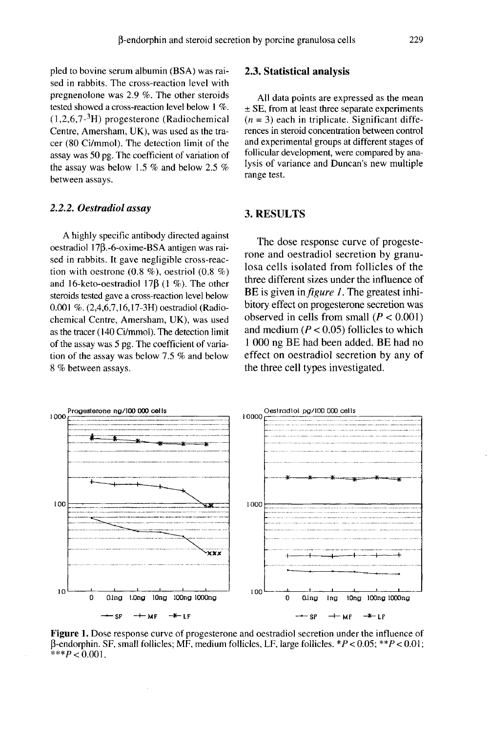pled to bovine serum albumin (BSA) was raised in rabbits. The cross-reaction level with pregnenolone was 2.9 %. The other steroids tested showed a cross-reaction level below 1 %. (1,2,6,7-$^3$H) progesterone (Radiochemical Centre, Amersham, UK), was used as the tracer (80 Ci/mmol). The detection limit of the assay was 50 pg. The coefficient of variation of the assay was below 1.5 % and below 2.5 % between assays.

#### 2.2.2. Oestradiol assay

A highly specific antibody directed against oestradiol 17β.-6-oxime-BSA antigen was raised in rabbits. It gave negligible cross-reaction with oestrone (0.8 %), oestriol (0.8 %) and 16-keto-oestradiol 17β (1 %). The other steroids tested gave a cross-reaction level below 0.001 %. (2,4,6,7,16,17-3H) oestradiol (Radiochemical Centre, Amersham, UK), was used as the tracer (140 Ci/mmol). The detection limit of the assay was 5 pg. The coefficient of variation of the assay was below 7.5 % and below 8 % between assays.

### 2.3. Statistical analysis

All data points are expressed as the mean ± SE, from at least three separate experiments ($n = 3$) each in triplicate. Significant differences in steroid concentration between control and experimental groups at different stages of follicular development, were compared by analysis of variance and Duncan's new multiple range test.

## 3. RESULTS

The dose response curve of progesterone and oestradiol secretion by granulosa cells isolated from follicles of the three different sizes under the influence of BE is given in *figure 1*. The greatest inhibitory effect on progesterone secretion was observed in cells from small ($P < 0.001$) and medium ($P < 0.05$) follicles to which 1 000 ng BE had been added. BE had no effect on oestradiol secretion by any of the three cell types investigated.

**Figure 1.** Dose response curve of progesterone and oestradiol secretion under the influence of β-endorphin. SF, small follicles; MF, medium follicles, LF, large follicles. *$P < 0.05$; **$P < 0.01$; ***$P < 0.001$.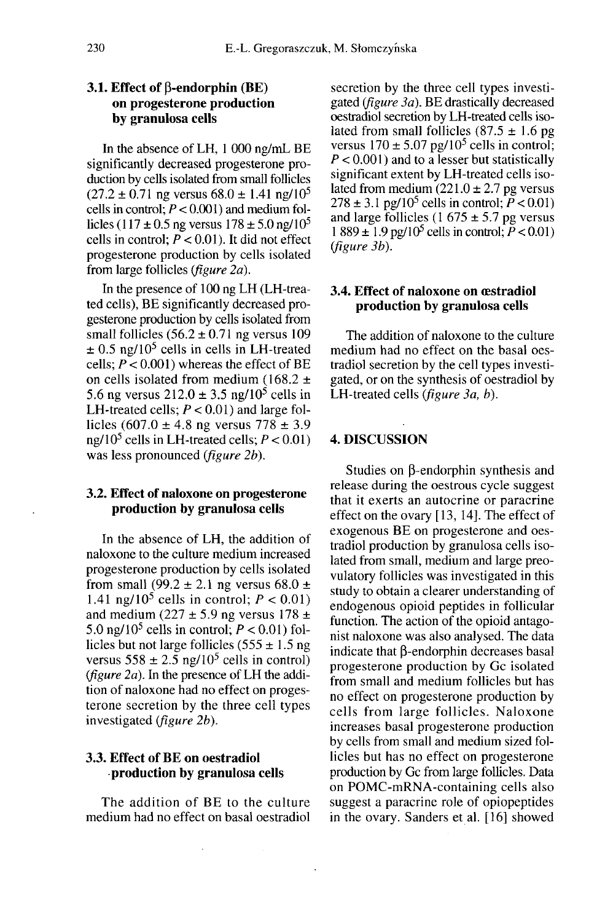### 3.1. Effect of β-endorphin (BE) on progesterone production by granulosa cells

In the absence of LH, 1 000 ng/mL BE significantly decreased progesterone production by cells isolated from small follicles (27.2 ± 0.71 ng versus 68.0 ± 1.41 ng/$10^5$ cells in control; $P < 0.001$) and medium follicles (117 ± 0.5 ng versus 178 ± 5.0 ng/$10^5$ cells in control; $P < 0.01$). It did not effect progesterone production by cells isolated from large follicles (*figure 2a*).

In the presence of 100 ng LH (LH-treated cells), BE significantly decreased progesterone production by cells isolated from small follicles (56.2 ± 0.71 ng versus 109 ± 0.5 ng/$10^5$ cells in cells in LH-treated cells; $P < 0.001$) whereas the effect of BE on cells isolated from medium (168.2 ± 5.6 ng versus 212.0 ± 3.5 ng/$10^5$ cells in LH-treated cells; $P < 0.01$) and large follicles (607.0 ± 4.8 ng versus 778 ± 3.9 ng/$10^5$ cells in LH-treated cells; $P < 0.01$) was less pronounced (*figure 2b*).

### 3.2. Effect of naloxone on progesterone production by granulosa cells

In the absence of LH, the addition of naloxone to the culture medium increased progesterone production by cells isolated from small (99.2 ± 2.1 ng versus 68.0 ± 1.41 ng/$10^5$ cells in control; $P < 0.01$) and medium (227 ± 5.9 ng versus 178 ± 5.0 ng/$10^5$ cells in control; $P < 0.01$) follicles but not large follicles (555 ± 1.5 ng versus 558 ± 2.5 ng/$10^5$ cells in control) (*figure 2a*). In the presence of LH the addition of naloxone had no effect on progesterone secretion by the three cell types investigated (*figure 2b*).

### 3.3. Effect of BE on oestradiol production by granulosa cells

The addition of BE to the culture medium had no effect on basal oestradiol secretion by the three cell types investigated (*figure 3a*). BE drastically decreased oestradiol secretion by LH-treated cells isolated from small follicles (87.5 ± 1.6 pg versus 170 ± 5.07 pg/$10^5$ cells in control; $P < 0.001$) and to a lesser but statistically significant extent by LH-treated cells isolated from medium (221.0 ± 2.7 pg versus 278 ± 3.1 pg/$10^5$ cells in control; $P < 0.01$) and large follicles (1 675 ± 5.7 pg versus 1 889 ± 1.9 pg/$10^5$ cells in control; $P < 0.01$) (*figure 3b*).

### 3.4. Effect of naloxone on œstradiol production by granulosa cells

The addition of naloxone to the culture medium had no effect on the basal oestradiol secretion by the cell types investigated, or on the synthesis of oestradiol by LH-treated cells (*figure 3a, b*).

## 4. DISCUSSION

Studies on β-endorphin synthesis and release during the oestrous cycle suggest that it exerts an autocrine or paracrine effect on the ovary [13, 14]. The effect of exogenous BE on progesterone and oestradiol production by granulosa cells isolated from small, medium and large preovulatory follicles was investigated in this study to obtain a clearer understanding of endogenous opioid peptides in follicular function. The action of the opioid antagonist naloxone was also analysed. The data indicate that β-endorphin decreases basal progesterone production by Gc isolated from small and medium follicles but has no effect on progesterone production by cells from large follicles. Naloxone increases basal progesterone production by cells from small and medium sized follicles but has no effect on progesterone production by Gc from large follicles. Data on POMC-mRNA-containing cells also suggest a paracrine role of opiopeptides in the ovary. Sanders et al. [16] showed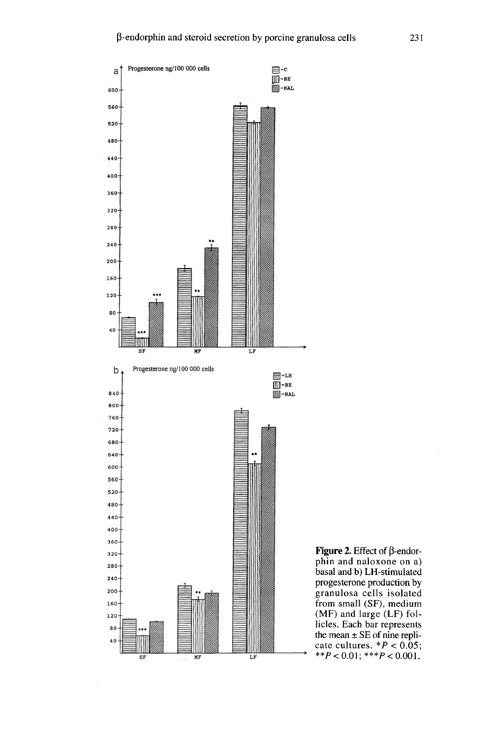**Figure 2.** Effect of β-endorphin and naloxone on a) basal and b) LH-stimulated progesterone production by granulosa cells isolated from small (SF), medium (MF) and large (LF) follicles. Each bar represents the mean ± SE of nine replicate cultures. $*P < 0.05$; $**P < 0.01$; $***P < 0.001$.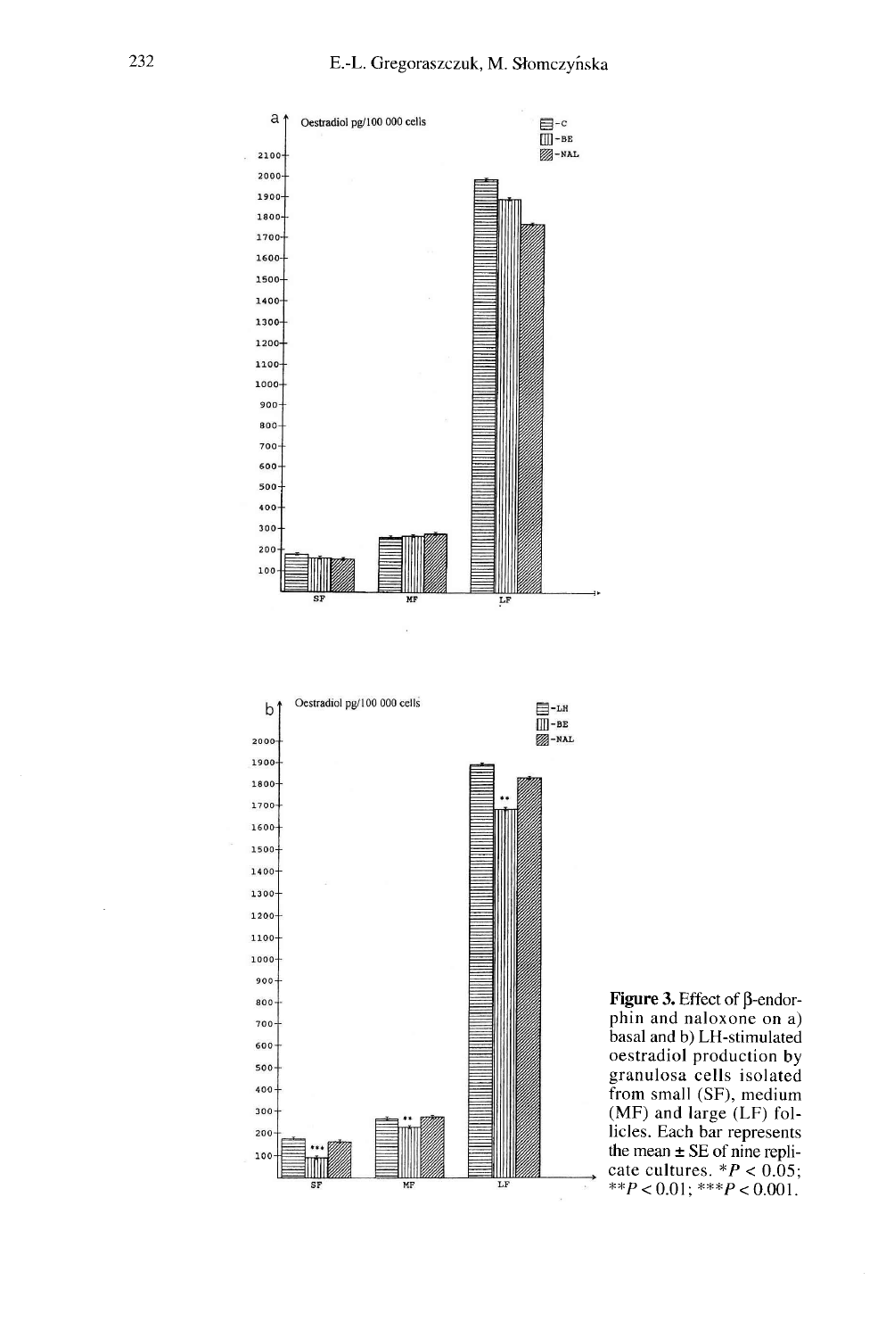**Figure 3.** Effect of β-endorphin and naloxone on a) basal and b) LH-stimulated oestradiol production by granulosa cells isolated from small (SF), medium (MF) and large (LF) follicles. Each bar represents the mean ± SE of nine replicate cultures. $*P < 0.05$; $**P < 0.01$; $***P < 0.001$.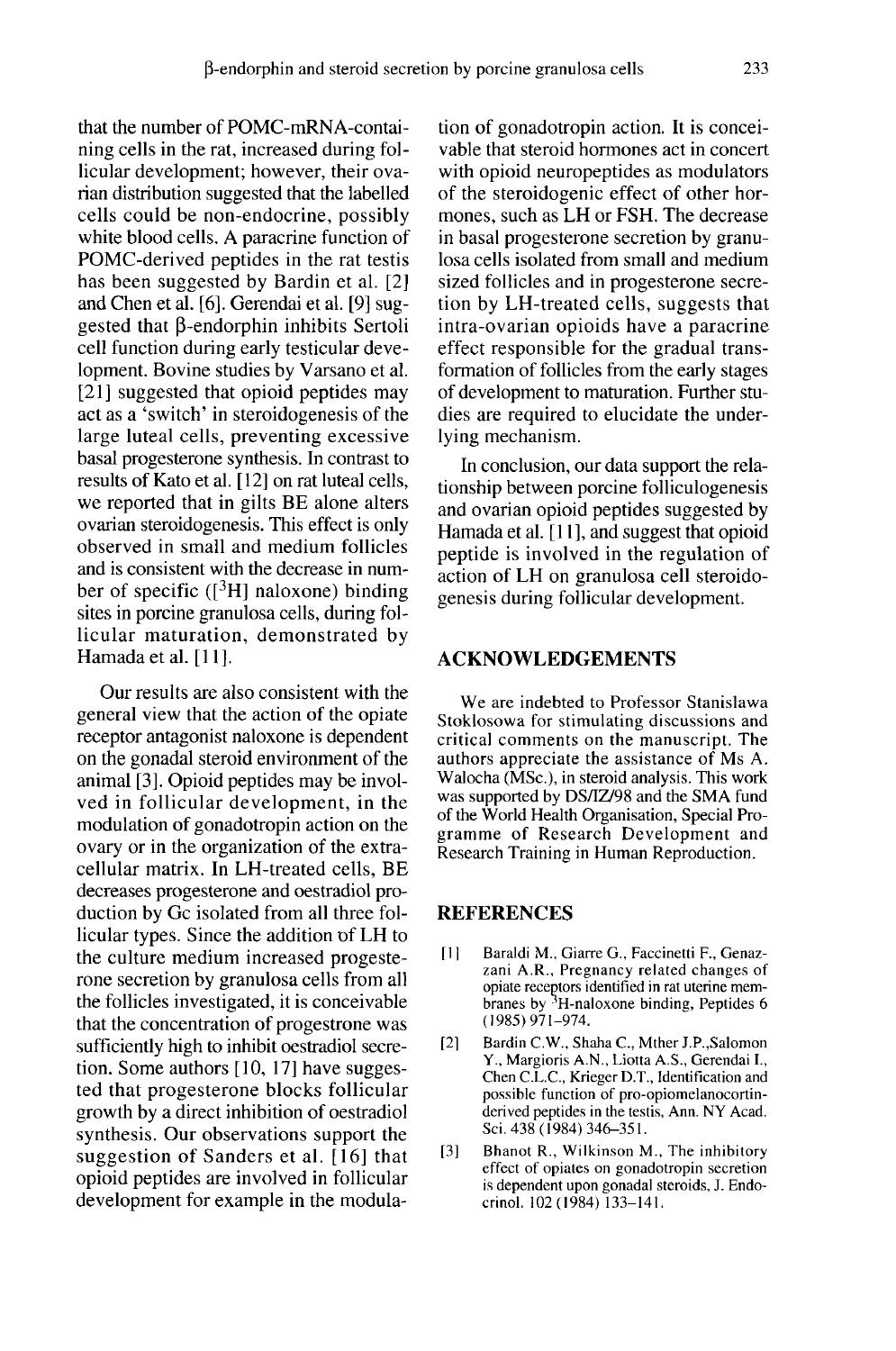that the number of POMC-mRNA-containing cells in the rat, increased during follicular development; however, their ovarian distribution suggested that the labelled cells could be non-endocrine, possibly white blood cells. A paracrine function of POMC-derived peptides in the rat testis has been suggested by Bardin et al. [2] and Chen et al. [6]. Gerendai et al. [9] suggested that β-endorphin inhibits Sertoli cell function during early testicular development. Bovine studies by Varsano et al. [21] suggested that opioid peptides may act as a 'switch' in steroidogenesis of the large luteal cells, preventing excessive basal progesterone synthesis. In contrast to results of Kato et al. [12] on rat luteal cells, we reported that in gilts BE alone alters ovarian steroidogenesis. This effect is only observed in small and medium follicles and is consistent with the decrease in number of specific ([$^3$H] naloxone) binding sites in porcine granulosa cells, during follicular maturation, demonstrated by Hamada et al. [11].

Our results are also consistent with the general view that the action of the opiate receptor antagonist naloxone is dependent on the gonadal steroid environment of the animal [3]. Opioid peptides may be involved in follicular development, in the modulation of gonadotropin action on the ovary or in the organization of the extracellular matrix. In LH-treated cells, BE decreases progesterone and oestradiol production by Gc isolated from all three follicular types. Since the addition of LH to the culture medium increased progesterone secretion by granulosa cells from all the follicles investigated, it is conceivable that the concentration of progestrone was sufficiently high to inhibit oestradiol secretion. Some authors [10, 17] have suggested that progesterone blocks follicular growth by a direct inhibition of oestradiol synthesis. Our observations support the suggestion of Sanders et al. [16] that opioid peptides are involved in follicular development for example in the modulation of gonadotropin action. It is conceivable that steroid hormones act in concert with opioid neuropeptides as modulators of the steroidogenic effect of other hormones, such as LH or FSH. The decrease in basal progesterone secretion by granulosa cells isolated from small and medium sized follicles and in progesterone secretion by LH-treated cells, suggests that intra-ovarian opioids have a paracrine effect responsible for the gradual transformation of follicles from the early stages of development to maturation. Further studies are required to elucidate the underlying mechanism.

In conclusion, our data support the relationship between porcine folliculogenesis and ovarian opioid peptides suggested by Hamada et al. [11], and suggest that opioid peptide is involved in the regulation of action of LH on granulosa cell steroidogenesis during follicular development.

## ACKNOWLEDGEMENTS

We are indebted to Professor Stanislawa Stoklosowa for stimulating discussions and critical comments on the manuscript. The authors appreciate the assistance of Ms A. Walocha (MSc.), in steroid analysis. This work was supported by DS/IZ/98 and the SMA fund of the World Health Organisation, Special Programme of Research Development and Research Training in Human Reproduction.

## REFERENCES

[1] Baraldi M., Giarre G., Faccinetti F., Genazzani A.R., Pregnancy related changes of opiate receptors identified in rat uterine membranes by $^3$H-naloxone binding, Peptides 6 (1985) 971–974.

[2] Bardin C.W., Shaha C., Mther J.P.,Salomon Y., Margioris A.N., Liotta A.S., Gerendai I., Chen C.L.C., Krieger D.T., Identification and possible function of pro-opiomelanocortin-derived peptides in the testis, Ann. NY Acad. Sci. 438 (1984) 346–351.

[3] Bhanot R., Wilkinson M., The inhibitory effect of opiates on gonadotropin secretion is dependent upon gonadal steroids, J. Endocrinol. 102 (1984) 133–141.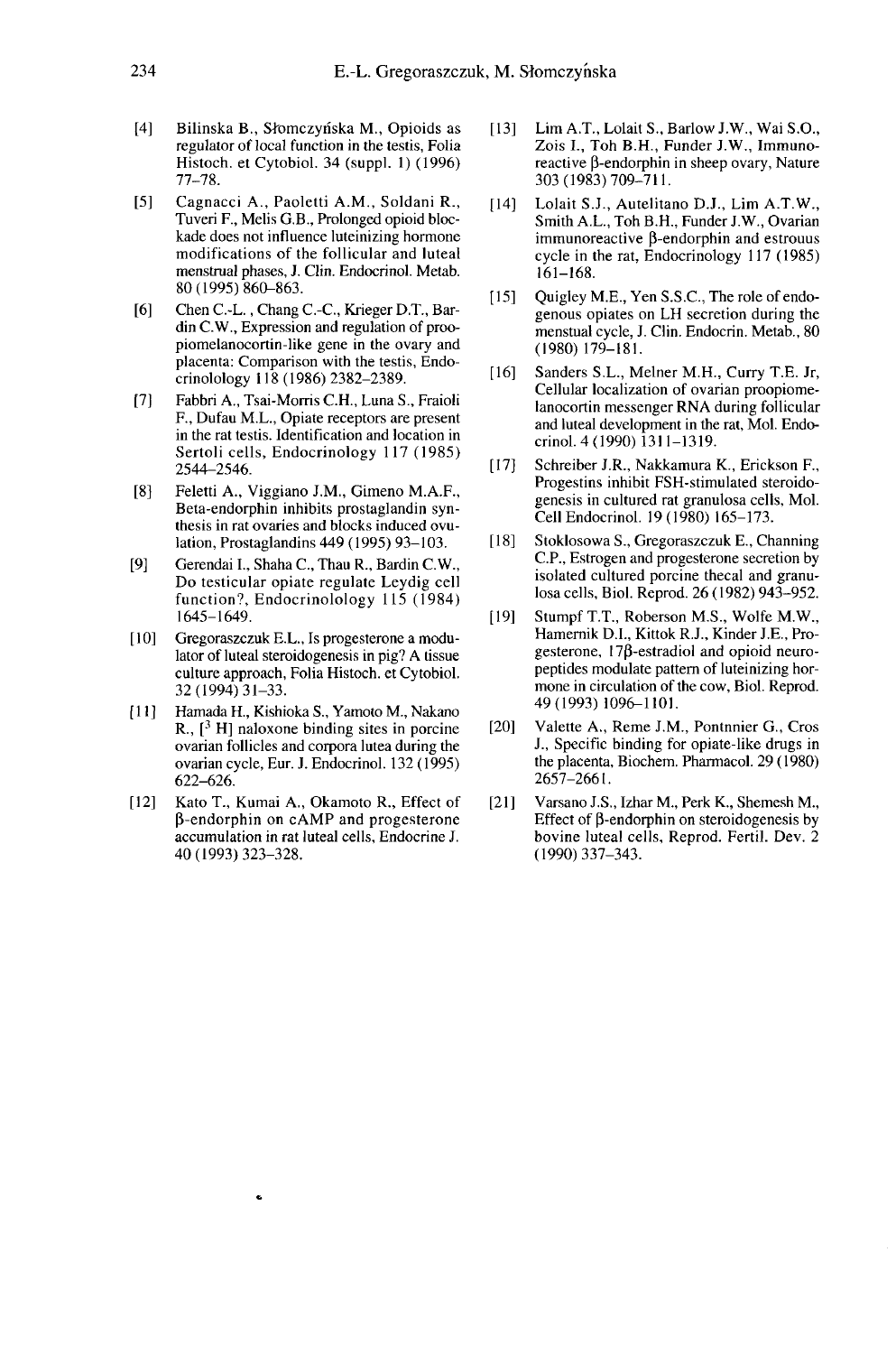[4] Bilinska B., Słomczyńska M., Opioids as regulator of local function in the testis, Folia Histoch. et Cytobiol. 34 (suppl. 1) (1996) 77–78.

[5] Cagnacci A., Paoletti A.M., Soldani R., Tuveri F., Melis G.B., Prolonged opioid blockade does not influence luteinizing hormone modifications of the follicular and luteal menstrual phases, J. Clin. Endocrinol. Metab. 80 (1995) 860–863.

[6] Chen C.-L., Chang C.-C., Krieger D.T., Bardin C.W., Expression and regulation of proopiomelanocortin-like gene in the ovary and placenta: Comparison with the testis, Endocrinolology 118 (1986) 2382–2389.

[7] Fabbri A., Tsai-Morris C.H., Luna S., Fraioli F., Dufau M.L., Opiate receptors are present in the rat testis. Identification and location in Sertoli cells, Endocrinology 117 (1985) 2544–2546.

[8] Feletti A., Viggiano J.M., Gimeno M.A.F., Beta-endorphin inhibits prostaglandin synthesis in rat ovaries and blocks induced ovulation, Prostaglandins 449 (1995) 93–103.

[9] Gerendai I., Shaha C., Thau R., Bardin C.W., Do testicular opiate regulate Leydig cell function?, Endocrinolology 115 (1984) 1645–1649.

[10] Gregoraszczuk E.L., Is progesterone a modulator of luteal steroidogenesis in pig? A tissue culture approach, Folia Histoch. et Cytobiol. 32 (1994) 31–33.

[11] Hamada H., Kishioka S., Yamoto M., Nakano R., [$^3$ H] naloxone binding sites in porcine ovarian follicles and corpora lutea during the ovarian cycle, Eur. J. Endocrinol. 132 (1995) 622–626.

[12] Kato T., Kumai A., Okamoto R., Effect of β-endorphin on cAMP and progesterone accumulation in rat luteal cells, Endocrine J. 40 (1993) 323–328.

[13] Lim A.T., Lolait S., Barlow J.W., Wai S.O., Zois I., Toh B.H., Funder J.W., Immunoreactive β-endorphin in sheep ovary, Nature 303 (1983) 709–711.

[14] Lolait S.J., Autelitano D.J., Lim A.T.W., Smith A.L., Toh B.H., Funder J.W., Ovarian immunoreactive β-endorphin and estrouus cycle in the rat, Endocrinology 117 (1985) 161–168.

[15] Quigley M.E., Yen S.S.C., The role of endogenous opiates on LH secretion during the menstual cycle, J. Clin. Endocrin. Metab., 80 (1980) 179–181.

[16] Sanders S.L., Melner M.H., Curry T.E. Jr, Cellular localization of ovarian proopiomelanocortin messenger RNA during follicular and luteal development in the rat, Mol. Endocrinol. 4 (1990) 1311–1319.

[17] Schreiber J.R., Nakkamura K., Erickson F., Progestins inhibit FSH-stimulated steroidogenesis in cultured rat granulosa cells, Mol. Cell Endocrinol. 19 (1980) 165–173.

[18] Stoklosowa S., Gregoraszczuk E., Channing C.P., Estrogen and progesterone secretion by isolated cultured porcine thecal and granulosa cells, Biol. Reprod. 26 (1982) 943–952.

[19] Stumpf T.T., Roberson M.S., Wolfe M.W., Hamernik D.I., Kittok R.J., Kinder J.E., Progesterone, 17β-estradiol and opioid neuropeptides modulate pattern of luteinizing hormone in circulation of the cow, Biol. Reprod. 49 (1993) 1096–1101.

[20] Valette A., Reme J.M., Pontnnier G., Cros J., Specific binding for opiate-like drugs in the placenta, Biochem. Pharmacol. 29 (1980) 2657–2661.

[21] Varsano J.S., Izhar M., Perk K., Shemesh M., Effect of β-endorphin on steroidogenesis by bovine luteal cells, Reprod. Fertil. Dev. 2 (1990) 337–343.